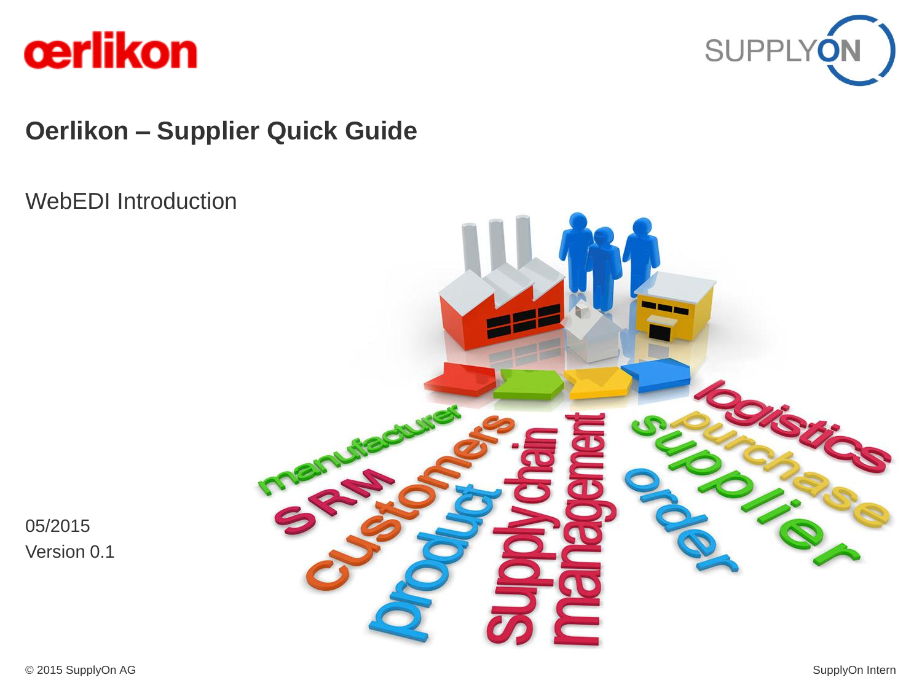# Oerlikon – Supplier Quick Guide

WebEDI Introduction

05/2015
Version 0.1

© 2015 SupplyOn AG

SupplyOn Intern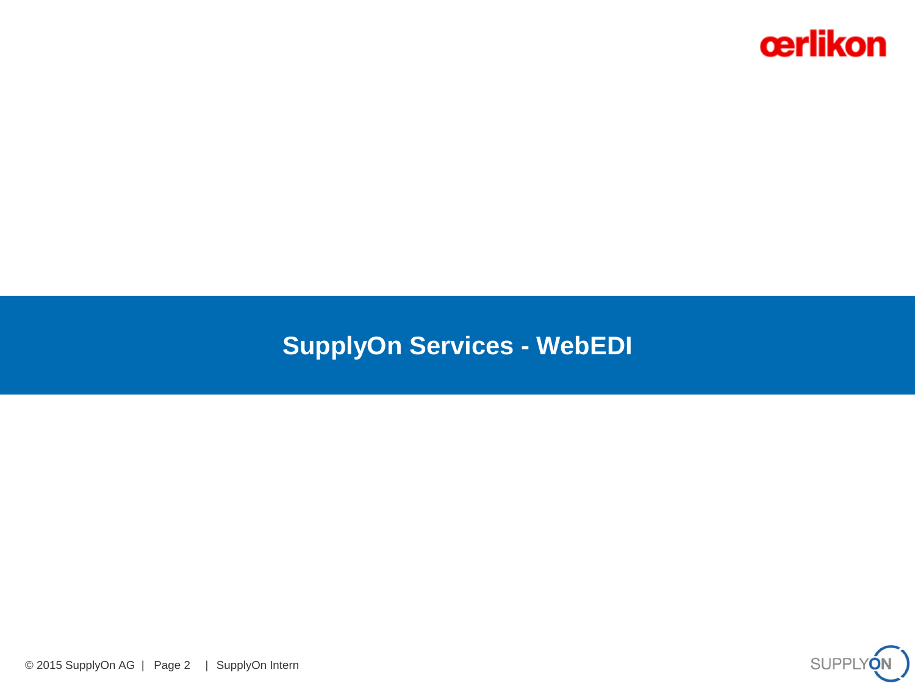# SupplyOn Services - WebEDI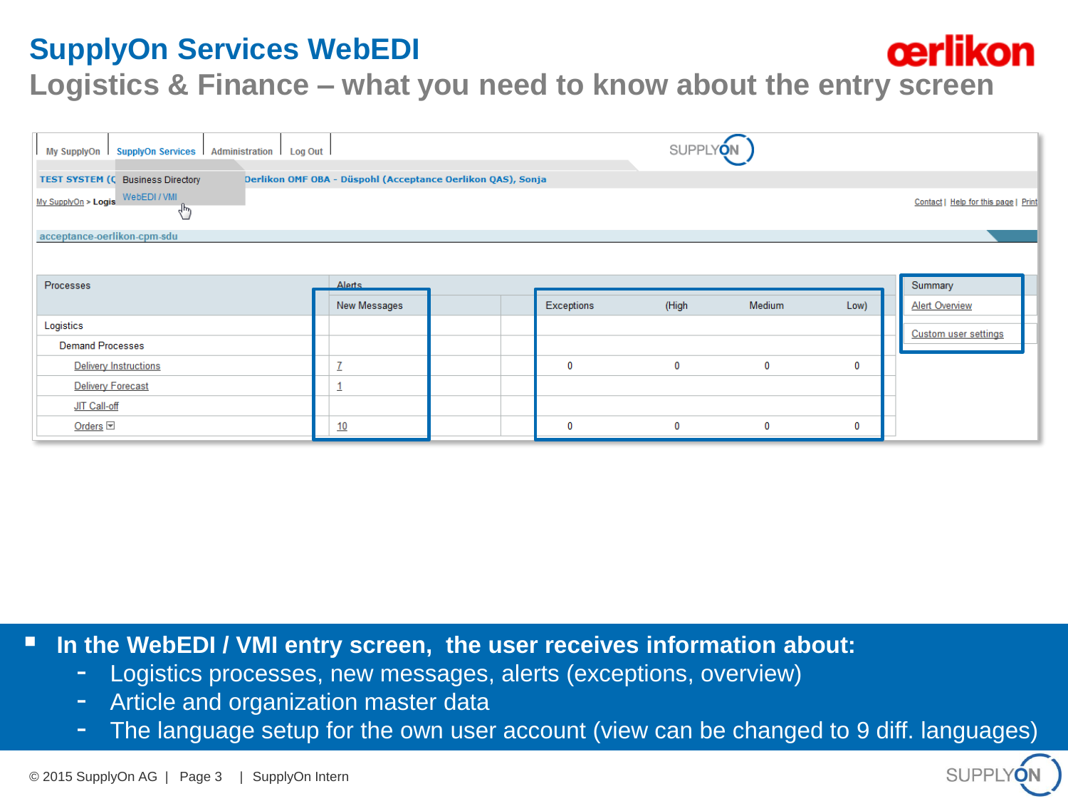# SupplyOn Services WebEDI

## Logistics & Finance – what you need to know about the entry screen

My SupplyOn | SupplyOn Services | Administration | Log Out

TEST SYSTEM (C Business Directory Oerlikon OMF OBA - Düspohl (Acceptance Oerlikon QAS), Sonja

WebEDI / VMI

My SupplyOn > Logis

Contact | Help for this page | Print

acceptance-oerlikon-cpm-sdu

| Processes | Alerts | | | | | | Summary |
|---|---|---|---|---|---|---|---|
| | New Messages | | Exceptions | (High | Medium | Low) | Alert Overview |
| Logistics | | | | | | | Custom user settings |
| Demand Processes | | | | | | | |
| Delivery Instructions | 7 | | 0 | 0 | 0 | 0 | |
| Delivery Forecast | 1 | | | | | | |
| JIT Call-off | | | | | | | |
| Orders | 10 | | 0 | 0 | 0 | 0 | |

- **In the WebEDI / VMI entry screen, the user receives information about:**
  - Logistics processes, new messages, alerts (exceptions, overview)
  - Article and organization master data
  - The language setup for the own user account (view can be changed to 9 diff. languages)

© 2015 SupplyOn AG | Page 3 | SupplyOn Intern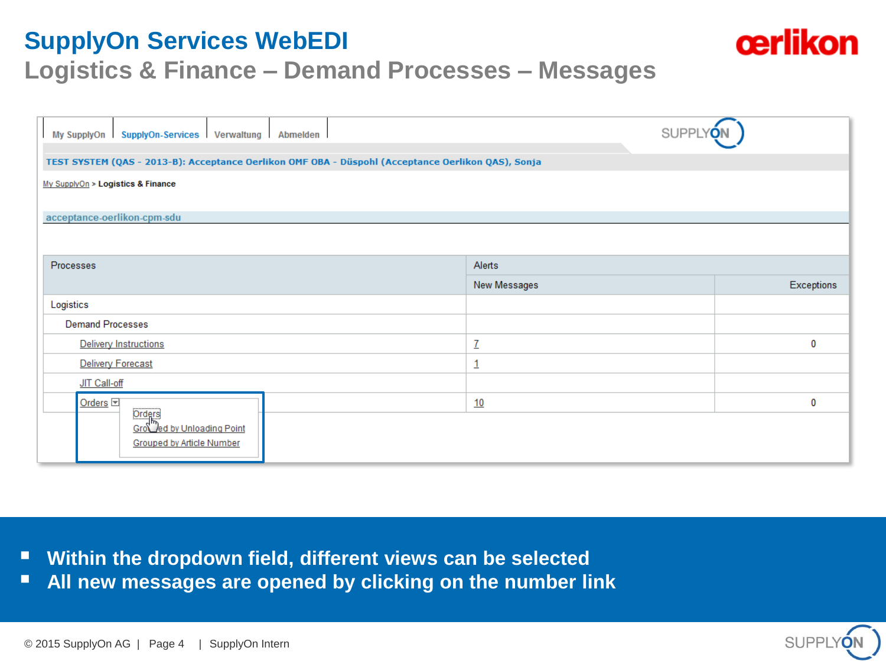# SupplyOn Services WebEDI

## Logistics & Finance – Demand Processes – Messages

My SupplyOn | SupplyOn-Services | Verwaltung | Abmelden

TEST SYSTEM (QAS - 2013-B): Acceptance Oerlikon OMF OBA - Düspohl (Acceptance Oerlikon QAS), Sonja

My SupplyOn > **Logistics & Finance**

acceptance-oerlikon-cpm-sdu

| Processes | Alerts | |
|---|---|---|
| | New Messages | Exceptions |
| Logistics | | |
| Demand Processes | | |
| Delivery Instructions | 7 | 0 |
| Delivery Forecast | 1 | |
| JIT Call-off | | |
| Orders | 10 | 0 |

Orders dropdown:
- Orders
- Grouped by Unloading Point
- Grouped by Article Number

- **Within the dropdown field, different views can be selected**
- **All new messages are opened by clicking on the number link**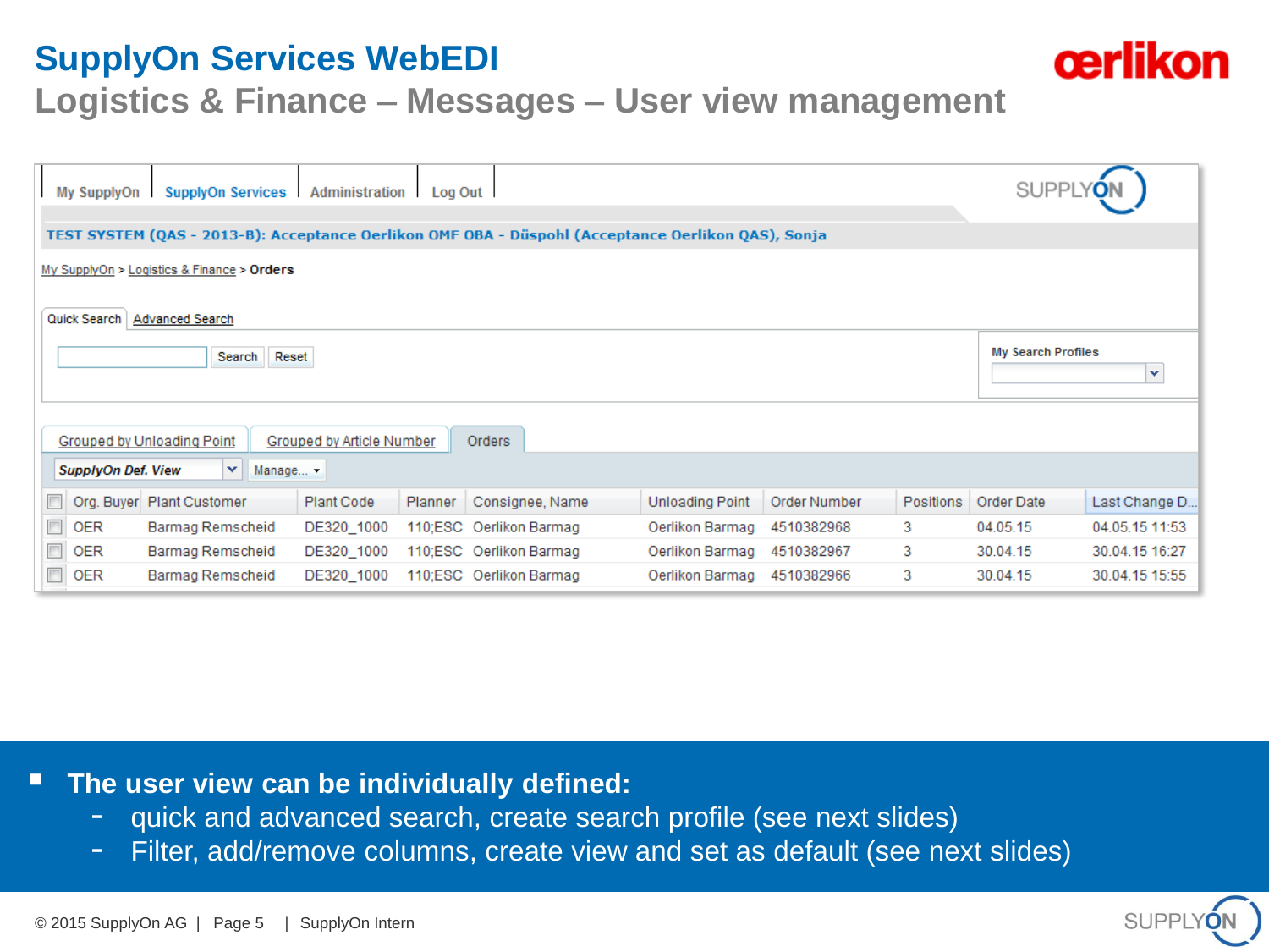# SupplyOn Services WebEDI

## Logistics & Finance – Messages – User view management

My SupplyOn | SupplyOn Services | Administration | Log Out

TEST SYSTEM (QAS - 2013-B): Acceptance Oerlikon OMF OBA - Düspohl (Acceptance Oerlikon QAS), Sonja

My SupplyOn > Logistics & Finance > Orders

Quick Search | Advanced Search

Search | Reset

My Search Profiles

Grouped by Unloading Point | Grouped by Article Number | Orders

SupplyOn Def. View | Manage...

| Org. Buyer | Plant Customer | Plant Code | Planner | Consignee, Name | Unloading Point | Order Number | Positions | Order Date | Last Change D... |
|---|---|---|---|---|---|---|---|---|---|
| OER | Barmag Remscheid | DE320_1000 | 110;ESC | Oerlikon Barmag | Oerlikon Barmag | 4510382968 | 3 | 04.05.15 | 04.05.15 11:53 |
| OER | Barmag Remscheid | DE320_1000 | 110;ESC | Oerlikon Barmag | Oerlikon Barmag | 4510382967 | 3 | 30.04.15 | 30.04.15 16:27 |
| OER | Barmag Remscheid | DE320_1000 | 110;ESC | Oerlikon Barmag | Oerlikon Barmag | 4510382966 | 3 | 30.04.15 | 30.04.15 15:55 |

- **The user view can be individually defined:**
  - quick and advanced search, create search profile (see next slides)
  - Filter, add/remove columns, create view and set as default (see next slides)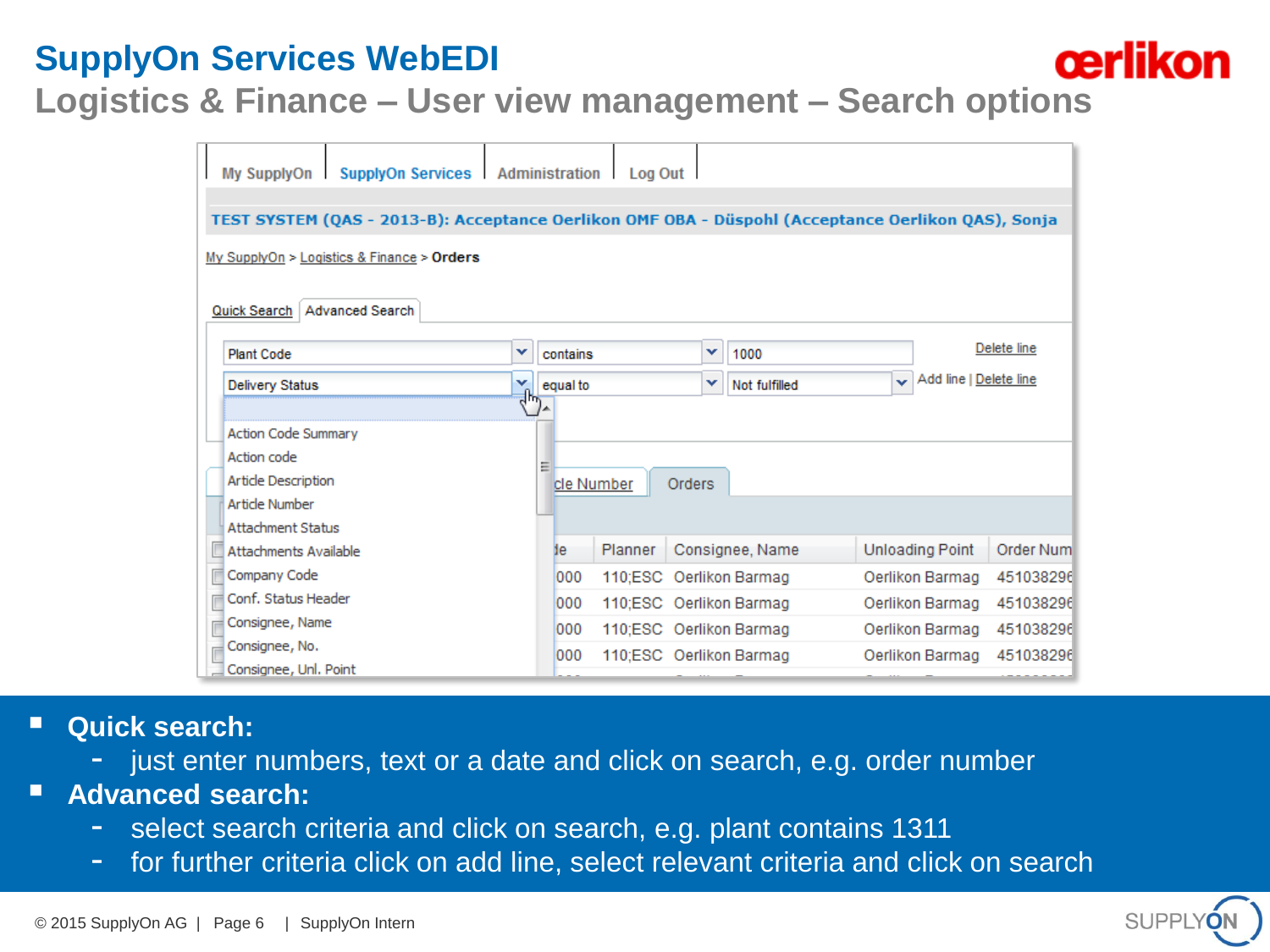# SupplyOn Services WebEDI

## Logistics & Finance – User view management – Search options

My SupplyOn | SupplyOn Services | Administration | Log Out

TEST SYSTEM (QAS - 2013-B): Acceptance Oerlikon OMF OBA - Düspohl (Acceptance Oerlikon QAS), Sonja

My SupplyOn > Logistics & Finance > Orders

Quick Search | Advanced Search

| | | | |
|---|---|---|---|
| Plant Code | contains | 1000 | Delete line |
| Delivery Status | equal to | Not fulfilled | Add line \| Delete line |

Action Code Summary
Action code
Article Description
Article Number
Attachment Status
Attachments Available
Company Code
Conf. Status Header
Consignee, Name
Consignee, No.
Consignee, Unl. Point

cle Number | Orders

| de | Planner | Consignee, Name | Unloading Point | Order Num |
|---|---|---|---|---|
| 000 | 110;ESC | Oerlikon Barmag | Oerlikon Barmag | 451038296 |
| 000 | 110;ESC | Oerlikon Barmag | Oerlikon Barmag | 451038296 |
| 000 | 110;ESC | Oerlikon Barmag | Oerlikon Barmag | 451038296 |
| 000 | 110;ESC | Oerlikon Barmag | Oerlikon Barmag | 451038296 |

- **Quick search:**
  - just enter numbers, text or a date and click on search, e.g. order number
- **Advanced search:**
  - select search criteria and click on search, e.g. plant contains 1311
  - for further criteria click on add line, select relevant criteria and click on search

© 2015 SupplyOn AG | Page 6 | SupplyOn Intern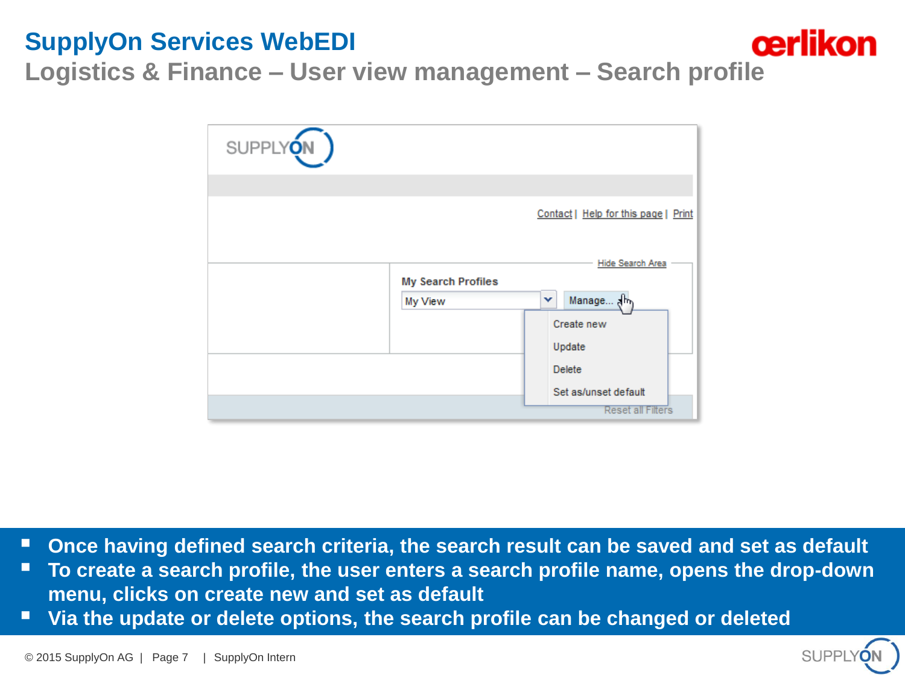# SupplyOn Services WebEDI

## Logistics & Finance – User view management – Search profile

- **Once having defined search criteria, the search result can be saved and set as default**
- **To create a search profile, the user enters a search profile name, opens the drop-down menu, clicks on create new and set as default**
- **Via the update or delete options, the search profile can be changed or deleted**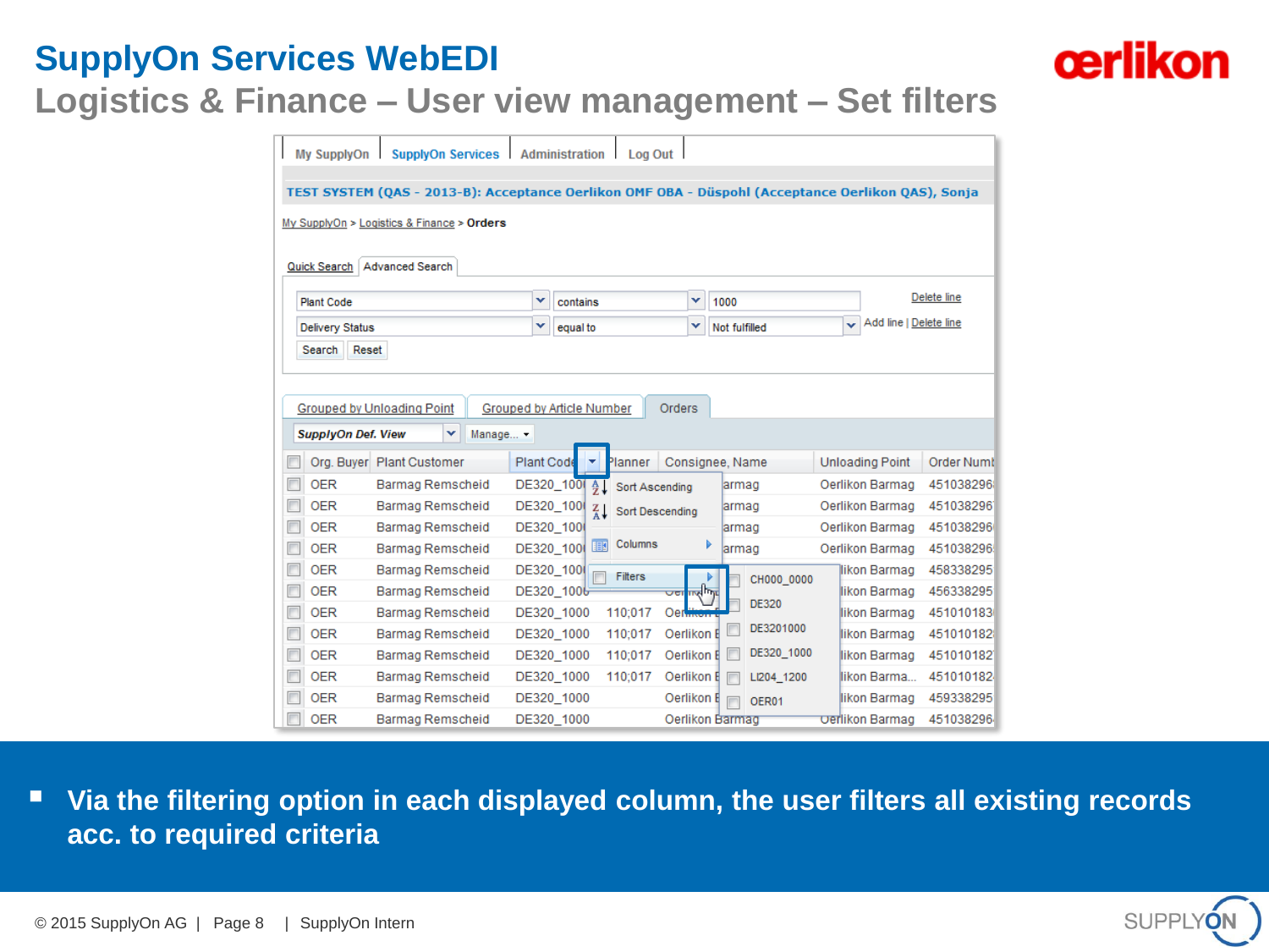# SupplyOn Services WebEDI

## Logistics & Finance – User view management – Set filters

My SupplyOn | SupplyOn Services | Administration | Log Out

TEST SYSTEM (QAS - 2013-B): Acceptance Oerlikon OMF OBA - Düspohl (Acceptance Oerlikon QAS), Sonja

My SupplyOn > Logistics & Finance > Orders

Quick Search | Advanced Search

| | | | |
|---|---|---|---|
| Plant Code | contains | 1000 | Delete line |
| Delivery Status | equal to | Not fulfilled | Add line \| Delete line |

Search | Reset

Grouped by Unloading Point | Grouped by Article Number | Orders

SupplyOn Def. View | Manage...

| Org. Buyer | Plant Customer | Plant Code | Planner | Consignee, Name | Unloading Point | Order Numb |
|---|---|---|---|---|---|---|
| OER | Barmag Remscheid | DE320_100 | | armag | Oerlikon Barmag | 451038296 |
| OER | Barmag Remscheid | DE320_100 | | armag | Oerlikon Barmag | 451038296 |
| OER | Barmag Remscheid | DE320_100 | | armag | Oerlikon Barmag | 451038296 |
| OER | Barmag Remscheid | DE320_100 | | armag | Oerlikon Barmag | 451038296 |
| OER | Barmag Remscheid | DE320_100 | | | likon Barmag | 458338295 |
| OER | Barmag Remscheid | DE320_100 | | | likon Barmag | 456338295 |
| OER | Barmag Remscheid | DE320_1000 | 110;017 | Oe | likon Barmag | 451010183 |
| OER | Barmag Remscheid | DE320_1000 | 110;017 | Oerlikon E | likon Barmag | 451010182 |
| OER | Barmag Remscheid | DE320_1000 | 110;017 | Oerlikon E | likon Barmag | 451010182 |
| OER | Barmag Remscheid | DE320_1000 | 110;017 | Oerlikon E | likon Barma... | 451010182 |
| OER | Barmag Remscheid | DE320_1000 | | Oerlikon E | likon Barmag | 459338295 |
| OER | Barmag Remscheid | DE320_1000 | | Oerlikon Barmag | Oerlikon Barmag | 451038296 |

Column menu: Sort Ascending | Sort Descending | Columns | Filters

Filters: CH000_0000 | DE320 | DE3201000 | DE320_1000 | LI204_1200 | OER01

- Via the filtering option in each displayed column, the user filters all existing records acc. to required criteria

© 2015 SupplyOn AG | Page 8 | SupplyOn Intern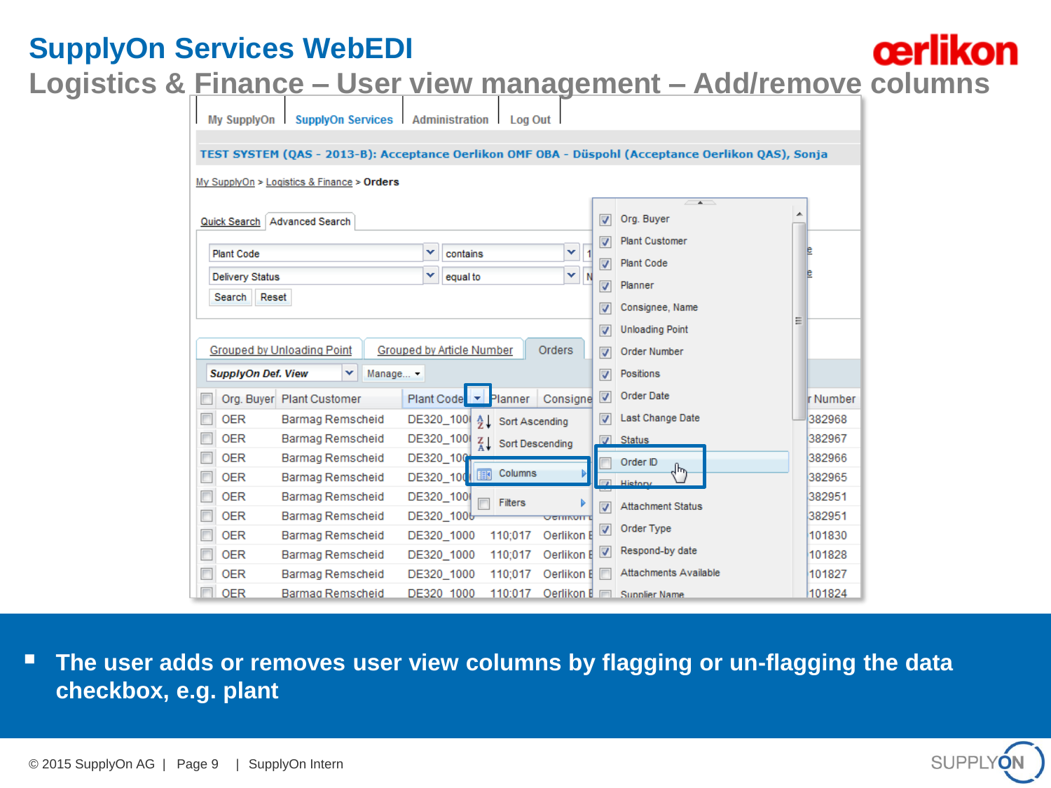# SupplyOn Services WebEDI

## Logistics & Finance – User view management – Add/remove columns

My SupplyOn | SupplyOn Services | Administration | Log Out

TEST SYSTEM (QAS - 2013-B): Acceptance Oerlikon OMF OBA - Düspohl (Acceptance Oerlikon QAS), Sonja

My SupplyOn > Logistics & Finance > **Orders**

Quick Search | Advanced Search

Plant Code — contains

Delivery Status — equal to

Search | Reset

Grouped by Unloading Point | Grouped by Article Number | Orders

SupplyOn Def. View | Manage...

| Org. Buyer | Plant Customer | Plant Code | Planner | Consignee | Number |
|---|---|---|---|---|---|
| OER | Barmag Remscheid | DE320_1000 | | | 382968 |
| OER | Barmag Remscheid | DE320_1000 | | | 382967 |
| OER | Barmag Remscheid | DE320_1000 | | | 382966 |
| OER | Barmag Remscheid | DE320_1000 | | | 382965 |
| OER | Barmag Remscheid | DE320_1000 | | | 382951 |
| OER | Barmag Remscheid | DE320_1000 | | Oerlikon | 382951 |
| OER | Barmag Remscheid | DE320_1000 | 110;017 | Oerlikon | 101830 |
| OER | Barmag Remscheid | DE320_1000 | 110;017 | Oerlikon | 101828 |
| OER | Barmag Remscheid | DE320_1000 | 110;017 | Oerlikon | 101827 |
| OER | Barmag Remscheid | DE320_1000 | 110;017 | Oerlikon | 101824 |

Column menu: Sort Ascending | Sort Descending | Columns | Filters

Columns:
- [x] Org. Buyer
- [x] Plant Customer
- [x] Plant Code
- [x] Planner
- [x] Consignee, Name
- [x] Unloading Point
- [x] Order Number
- [x] Positions
- [x] Order Date
- [x] Last Change Date
- [x] Status
- [ ] Order ID
- [x] History
- [x] Attachment Status
- [x] Order Type
- [x] Respond-by date
- [ ] Attachments Available
- [ ] Supplier Name

- **The user adds or removes user view columns by flagging or un-flagging the data checkbox, e.g. plant**

© 2015 SupplyOn AG | Page 9 | SupplyOn Intern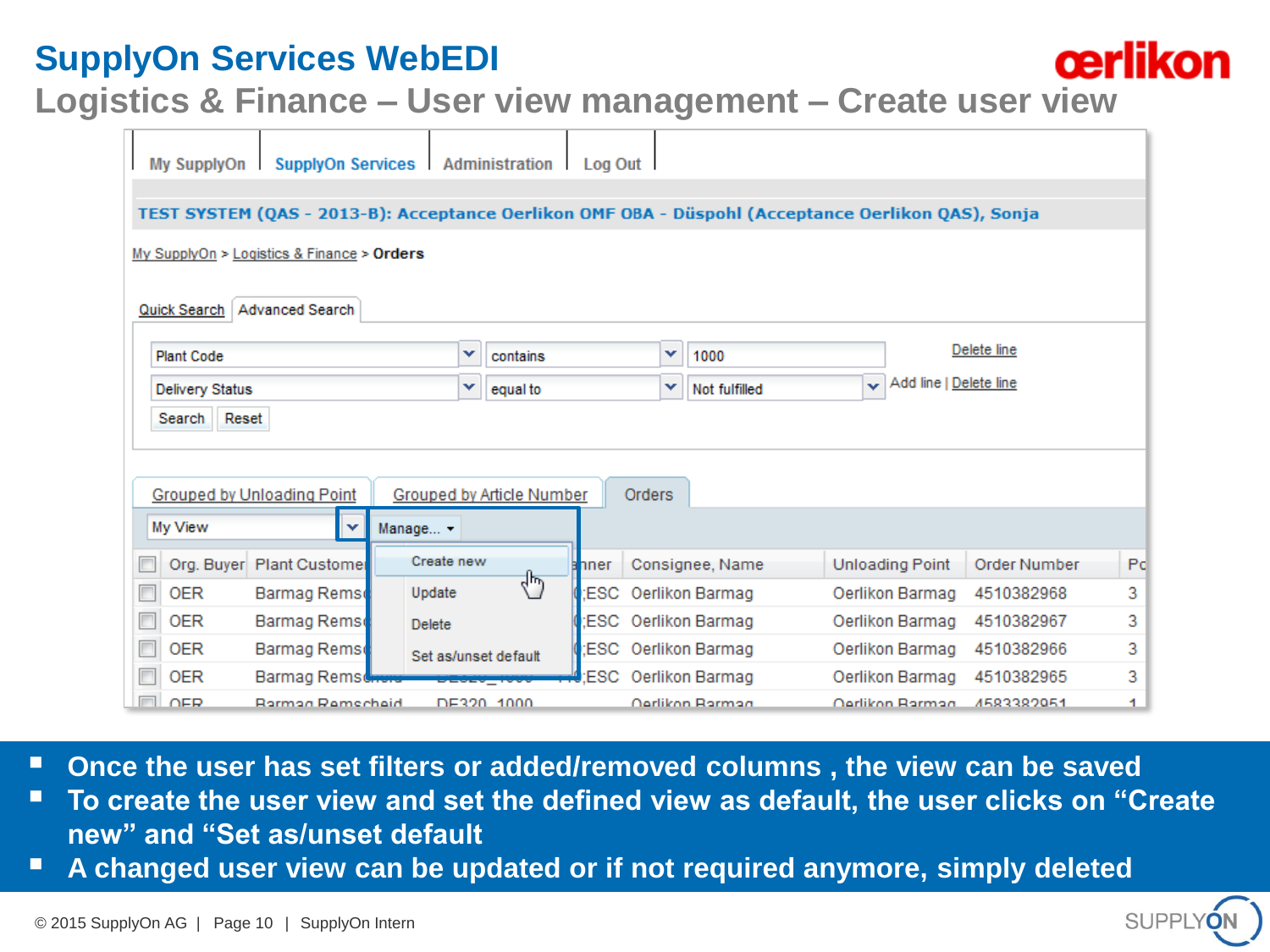# SupplyOn Services WebEDI

## Logistics & Finance – User view management – Create user view

My SupplyOn | SupplyOn Services | Administration | Log Out

TEST SYSTEM (QAS - 2013-B): Acceptance Oerlikon OMF OBA - Düspohl (Acceptance Oerlikon QAS), Sonja

My SupplyOn > Logistics & Finance > Orders

Quick Search | Advanced Search

| | | | |
|---|---|---|---|
| Plant Code | contains | 1000 | Delete line |
| Delivery Status | equal to | Not fulfilled | Add line \| Delete line |

Search | Reset

Grouped by Unloading Point | Grouped by Article Number | Orders

My View | Manage...

- Create new
- Update
- Delete
- Set as/unset default

| | Org. Buyer | Plant Customer | ...nner | Consignee, Name | Unloading Point | Order Number | Po |
|---|---|---|---|---|---|---|---|
| ☐ | OER | Barmag Rems... | ;ESC | Oerlikon Barmag | Oerlikon Barmag | 4510382968 | 3 |
| ☐ | OER | Barmag Rems... | ;ESC | Oerlikon Barmag | Oerlikon Barmag | 4510382967 | 3 |
| ☐ | OER | Barmag Rems... | ;ESC | Oerlikon Barmag | Oerlikon Barmag | 4510382966 | 3 |
| ☐ | OER | Barmag Rems... | ;ESC | Oerlikon Barmag | Oerlikon Barmag | 4510382965 | 3 |
| ☐ | OER | Barmag Remscheid | DE320_1000 | Oerlikon Barmag | Oerlikon Barmag | 4583382951 | 1 |

- Once the user has set filters or added/removed columns , the view can be saved
- To create the user view and set the defined view as default, the user clicks on “Create new” and “Set as/unset default
- A changed user view can be updated or if not required anymore, simply deleted

© 2015 SupplyOn AG | Page 10 | SupplyOn Intern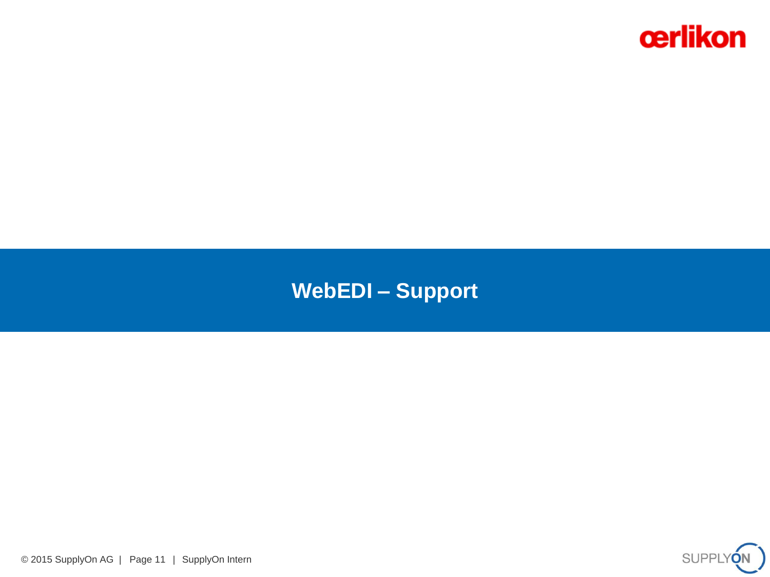# WebEDI – Support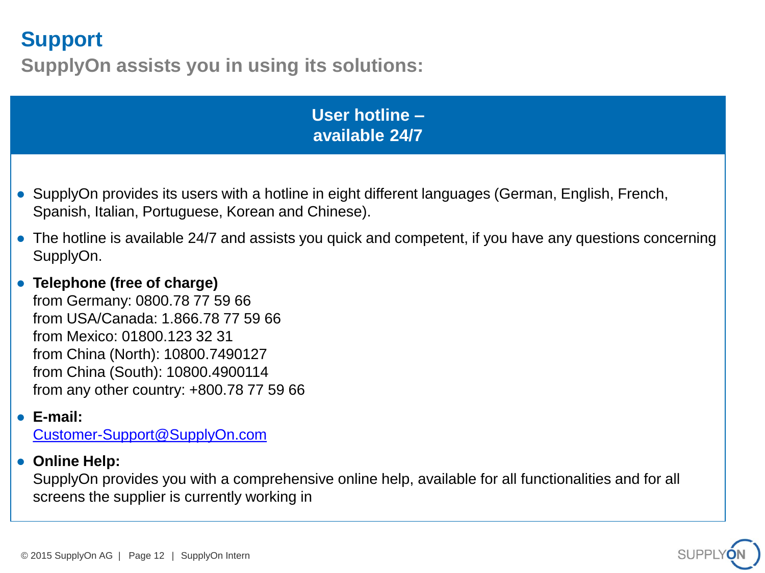# Support

## SupplyOn assists you in using its solutions:

### User hotline – available 24/7

- SupplyOn provides its users with a hotline in eight different languages (German, English, French, Spanish, Italian, Portuguese, Korean and Chinese).
- The hotline is available 24/7 and assists you quick and competent, if you have any questions concerning SupplyOn.
- **Telephone (free of charge)**
  from Germany: 0800.78 77 59 66
  from USA/Canada: 1.866.78 77 59 66
  from Mexico: 01800.123 32 31
  from China (North): 10800.7490127
  from China (South): 10800.4900114
  from any other country: +800.78 77 59 66
- **E-mail:**
  Customer-Support@SupplyOn.com
- **Online Help:**
  SupplyOn provides you with a comprehensive online help, available for all functionalities and for all screens the supplier is currently working in

© 2015 SupplyOn AG | SupplyOn Intern